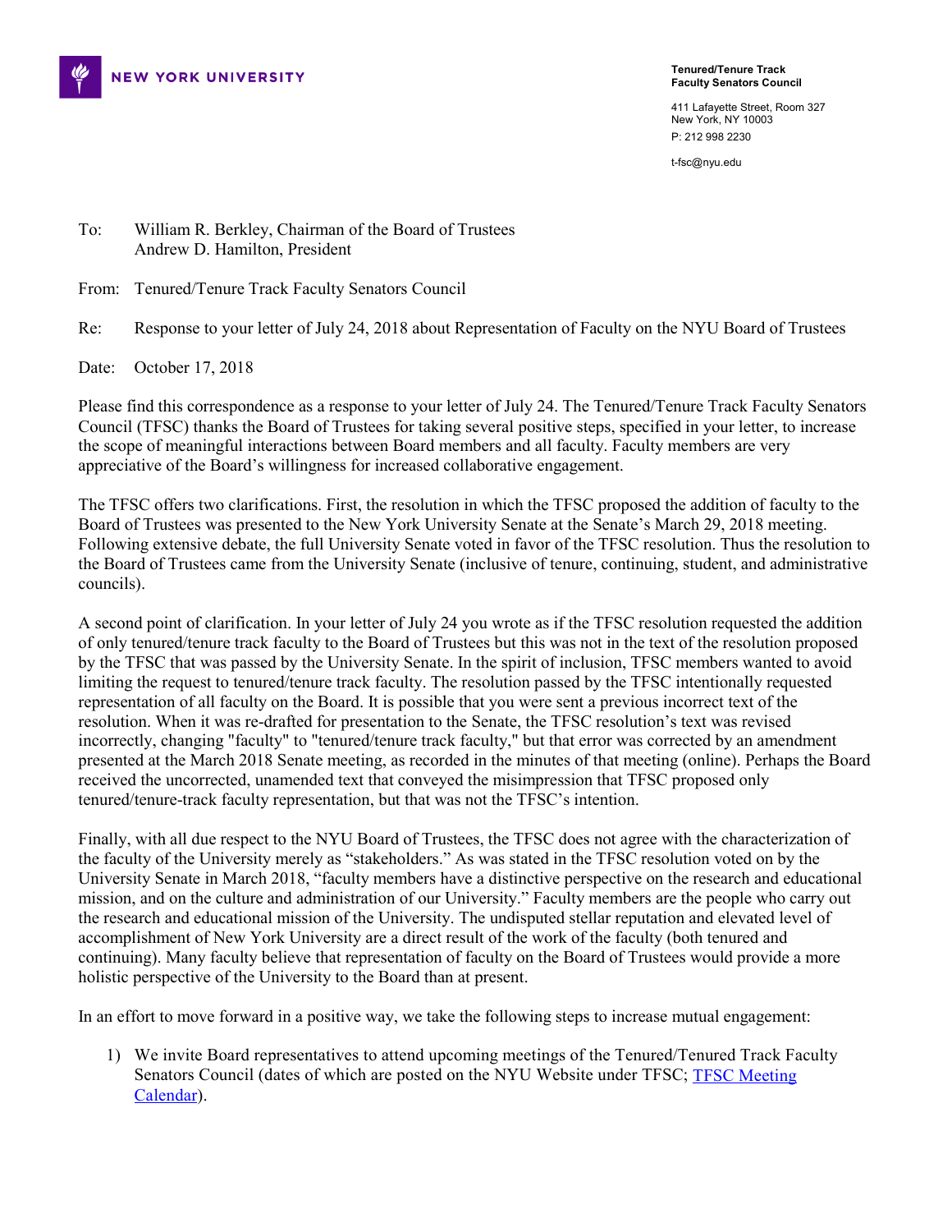NEW YORK UNIVERSITY

**Tenured/Tenure Track Faculty Senators Council**

411 Lafayette Street, Room 327
New York, NY 10003
P: 212 998 2230

t-fsc@nyu.edu

To: William R. Berkley, Chairman of the Board of Trustees
Andrew D. Hamilton, President

From: Tenured/Tenure Track Faculty Senators Council

Re: Response to your letter of July 24, 2018 about Representation of Faculty on the NYU Board of Trustees

Date: October 17, 2018

Please find this correspondence as a response to your letter of July 24. The Tenured/Tenure Track Faculty Senators Council (TFSC) thanks the Board of Trustees for taking several positive steps, specified in your letter, to increase the scope of meaningful interactions between Board members and all faculty. Faculty members are very appreciative of the Board's willingness for increased collaborative engagement.

The TFSC offers two clarifications. First, the resolution in which the TFSC proposed the addition of faculty to the Board of Trustees was presented to the New York University Senate at the Senate's March 29, 2018 meeting. Following extensive debate, the full University Senate voted in favor of the TFSC resolution. Thus the resolution to the Board of Trustees came from the University Senate (inclusive of tenure, continuing, student, and administrative councils).

A second point of clarification. In your letter of July 24 you wrote as if the TFSC resolution requested the addition of only tenured/tenure track faculty to the Board of Trustees but this was not in the text of the resolution proposed by the TFSC that was passed by the University Senate. In the spirit of inclusion, TFSC members wanted to avoid limiting the request to tenured/tenure track faculty. The resolution passed by the TFSC intentionally requested representation of all faculty on the Board. It is possible that you were sent a previous incorrect text of the resolution. When it was re-drafted for presentation to the Senate, the TFSC resolution's text was revised incorrectly, changing "faculty" to "tenured/tenure track faculty," but that error was corrected by an amendment presented at the March 2018 Senate meeting, as recorded in the minutes of that meeting (online). Perhaps the Board received the uncorrected, unamended text that conveyed the misimpression that TFSC proposed only tenured/tenure-track faculty representation, but that was not the TFSC's intention.

Finally, with all due respect to the NYU Board of Trustees, the TFSC does not agree with the characterization of the faculty of the University merely as "stakeholders." As was stated in the TFSC resolution voted on by the University Senate in March 2018, "faculty members have a distinctive perspective on the research and educational mission, and on the culture and administration of our University." Faculty members are the people who carry out the research and educational mission of the University. The undisputed stellar reputation and elevated level of accomplishment of New York University are a direct result of the work of the faculty (both tenured and continuing). Many faculty believe that representation of faculty on the Board of Trustees would provide a more holistic perspective of the University to the Board than at present.

In an effort to move forward in a positive way, we take the following steps to increase mutual engagement:

1) We invite Board representatives to attend upcoming meetings of the Tenured/Tenured Track Faculty Senators Council (dates of which are posted on the NYU Website under TFSC; TFSC Meeting Calendar).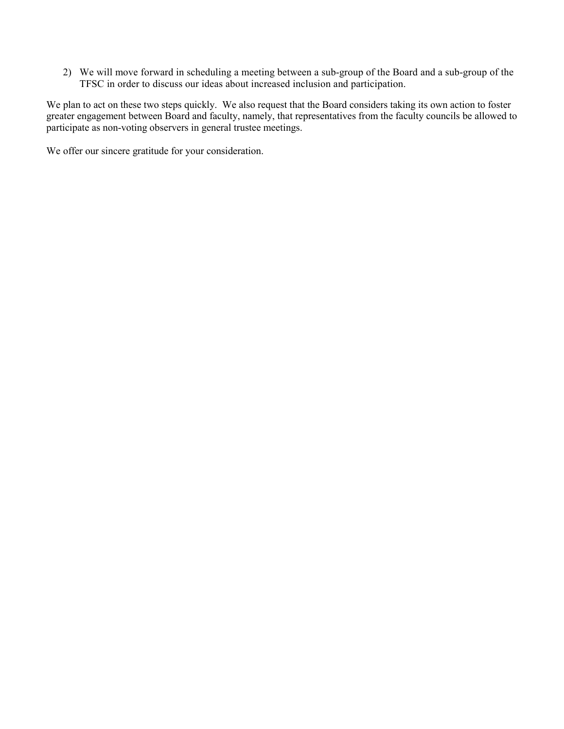2) We will move forward in scheduling a meeting between a sub-group of the Board and a sub-group of the TFSC in order to discuss our ideas about increased inclusion and participation.

We plan to act on these two steps quickly. We also request that the Board considers taking its own action to foster greater engagement between Board and faculty, namely, that representatives from the faculty councils be allowed to participate as non-voting observers in general trustee meetings.

We offer our sincere gratitude for your consideration.